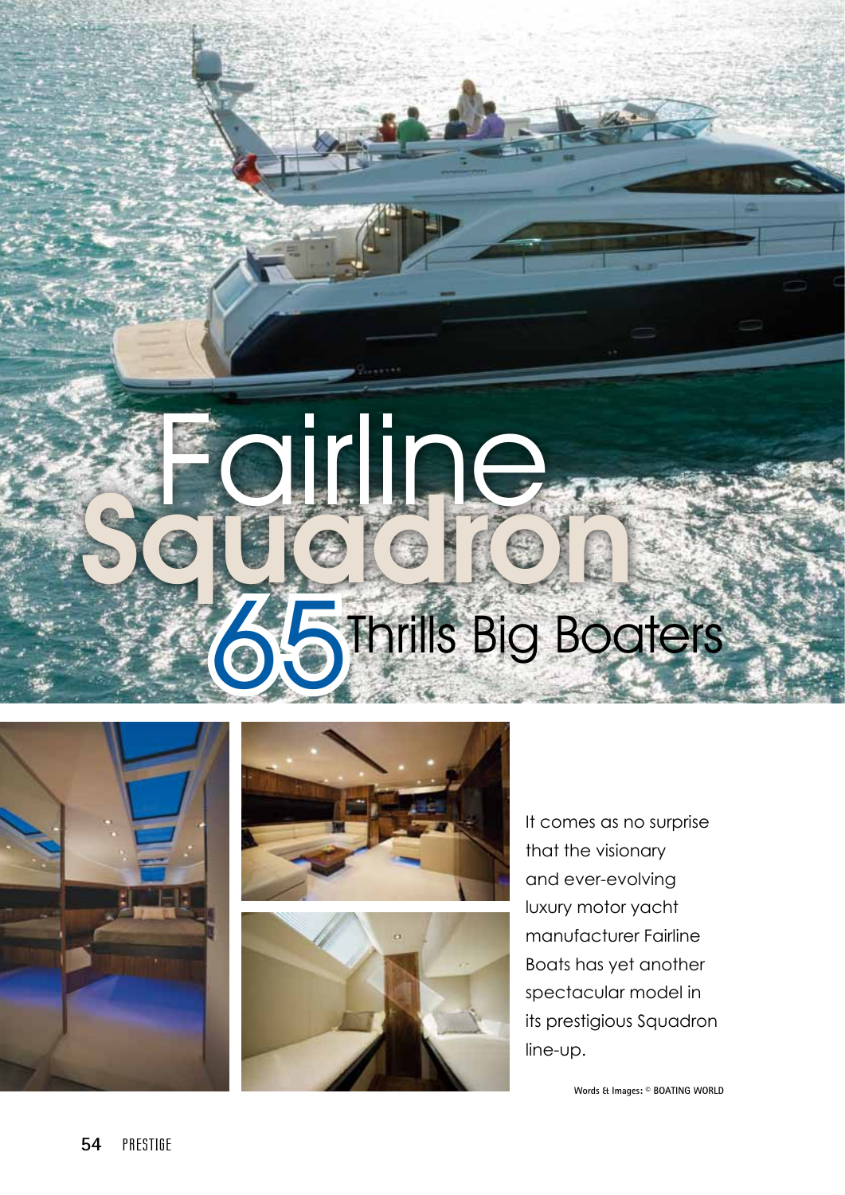# Fairline Squadron 65 Thrills Big Boaters

It comes as no surprise that the visionary and ever-evolving luxury motor yacht manufacturer Fairline Boats has yet another spectacular model in its prestigious Squadron line-up.

Words & Images: © BOATING WORLD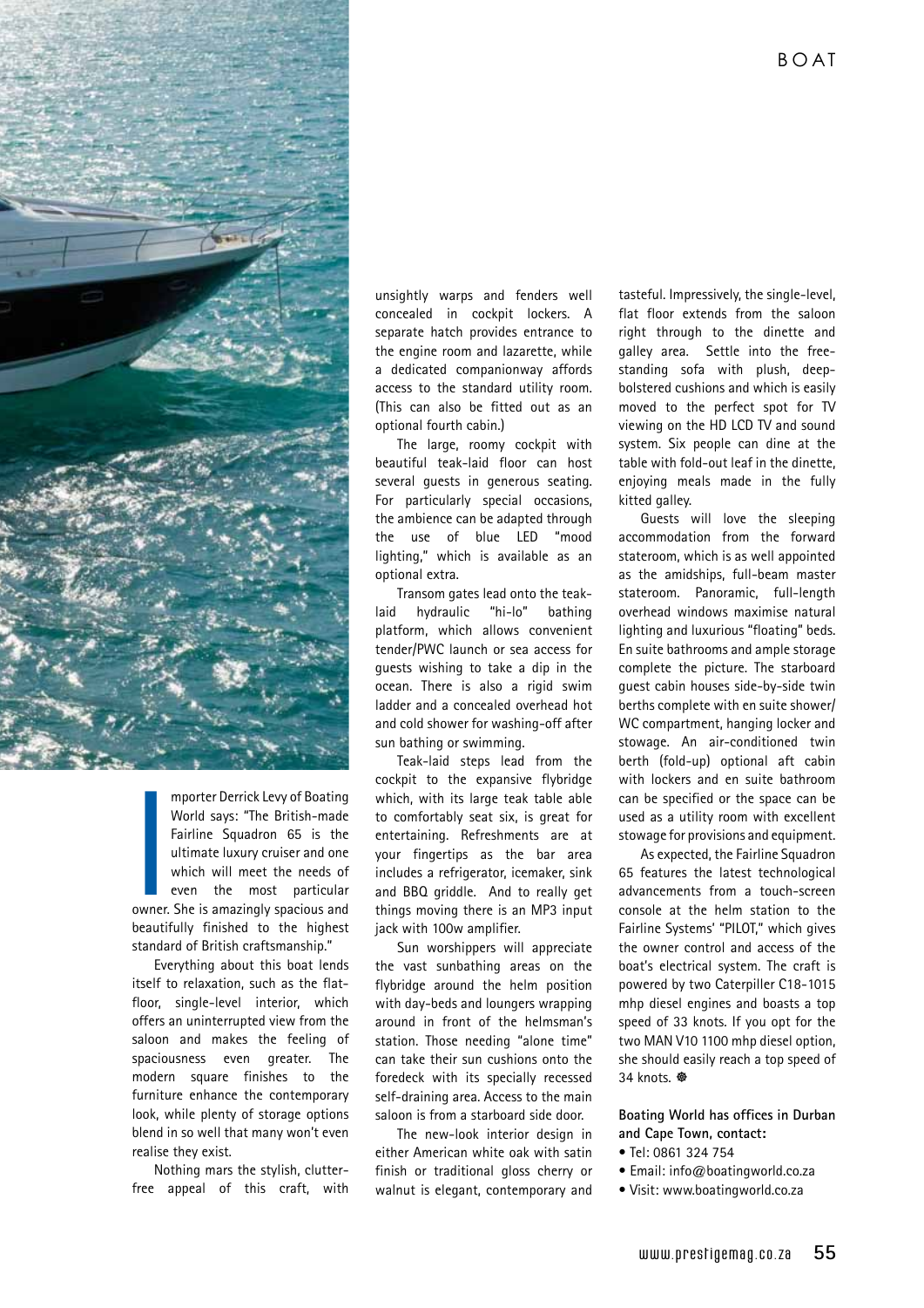Importer Derrick Levy of Boating World says: "The British-made Fairline Squadron 65 is the ultimate luxury cruiser and one which will meet the needs of even the most particular owner. She is amazingly spacious and beautifully finished to the highest standard of British craftsmanship."

Everything about this boat lends itself to relaxation, such as the flat-floor, single-level interior, which offers an uninterrupted view from the saloon and makes the feeling of spaciousness even greater. The modern square finishes to the furniture enhance the contemporary look, while plenty of storage options blend in so well that many won't even realise they exist.

Nothing mars the stylish, clutter-free appeal of this craft, with unsightly warps and fenders well concealed in cockpit lockers. A separate hatch provides entrance to the engine room and lazarette, while a dedicated companionway affords access to the standard utility room. (This can also be fitted out as an optional fourth cabin.)

The large, roomy cockpit with beautiful teak-laid floor can host several guests in generous seating. For particularly special occasions, the ambience can be adapted through the use of blue LED "mood lighting," which is available as an optional extra.

Transom gates lead onto the teak-laid hydraulic "hi-lo" bathing platform, which allows convenient tender/PWC launch or sea access for guests wishing to take a dip in the ocean. There is also a rigid swim ladder and a concealed overhead hot and cold shower for washing-off after sun bathing or swimming.

Teak-laid steps lead from the cockpit to the expansive flybridge which, with its large teak table able to comfortably seat six, is great for entertaining. Refreshments are at your fingertips as the bar area includes a refrigerator, icemaker, sink and BBQ griddle. And to really get things moving there is an MP3 input jack with 100w amplifier.

Sun worshippers will appreciate the vast sunbathing areas on the flybridge around the helm position with day-beds and loungers wrapping around in front of the helmsman's station. Those needing "alone time" can take their sun cushions onto the foredeck with its specially recessed self-draining area. Access to the main saloon is from a starboard side door.

The new-look interior design in either American white oak with satin finish or traditional gloss cherry or walnut is elegant, contemporary and tasteful. Impressively, the single-level, flat floor extends from the saloon right through to the dinette and galley area. Settle into the free-standing sofa with plush, deep-bolstered cushions and which is easily moved to the perfect spot for TV viewing on the HD LCD TV and sound system. Six people can dine at the table with fold-out leaf in the dinette, enjoying meals made in the fully kitted galley.

Guests will love the sleeping accommodation from the forward stateroom, which is as well appointed as the amidships, full-beam master stateroom. Panoramic, full-length overhead windows maximise natural lighting and luxurious "floating" beds. En suite bathrooms and ample storage complete the picture. The starboard guest cabin houses side-by-side twin berths complete with en suite shower/WC compartment, hanging locker and stowage. An air-conditioned twin berth (fold-up) optional aft cabin with lockers and en suite bathroom can be specified or the space can be used as a utility room with excellent stowage for provisions and equipment.

As expected, the Fairline Squadron 65 features the latest technological advancements from a touch-screen console at the helm station to the Fairline Systems' "PILOT," which gives the owner control and access of the boat's electrical system. The craft is powered by two Caterpiller C18-1015 mhp diesel engines and boasts a top speed of 33 knots. If you opt for the two MAN V10 1100 mhp diesel option, she should easily reach a top speed of 34 knots.

**Boating World has offices in Durban and Cape Town, contact:**

- Tel: 0861 324 754
- Email: info@boatingworld.co.za
- Visit: www.boatingworld.co.za